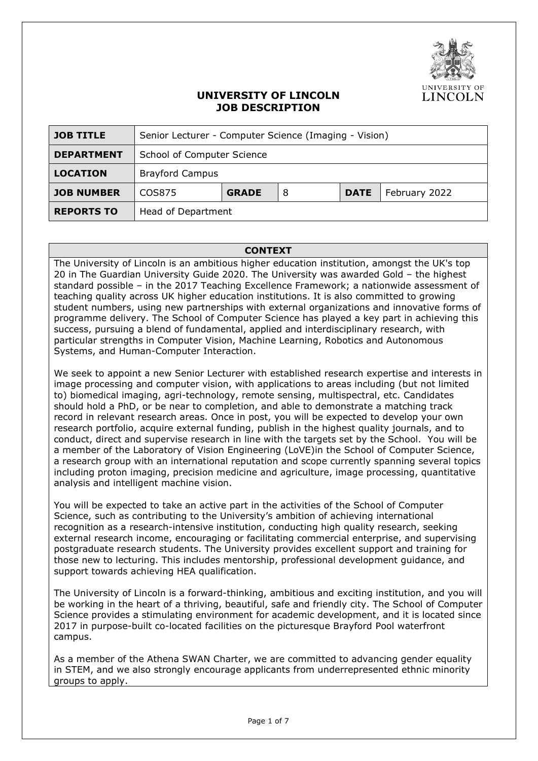# UNIVERSITY OF LINCOLN
# JOB DESCRIPTION

| JOB TITLE | Senior Lecturer - Computer Science (Imaging - Vision) | | | | |
|---|---|---|---|---|---|
| DEPARTMENT | School of Computer Science | | | | |
| LOCATION | Brayford Campus | | | | |
| JOB NUMBER | COS875 | GRADE | 8 | DATE | February 2022 |
| REPORTS TO | Head of Department | | | | |

## CONTEXT

The University of Lincoln is an ambitious higher education institution, amongst the UK's top 20 in The Guardian University Guide 2020. The University was awarded Gold – the highest standard possible – in the 2017 Teaching Excellence Framework; a nationwide assessment of teaching quality across UK higher education institutions. It is also committed to growing student numbers, using new partnerships with external organizations and innovative forms of programme delivery. The School of Computer Science has played a key part in achieving this success, pursuing a blend of fundamental, applied and interdisciplinary research, with particular strengths in Computer Vision, Machine Learning, Robotics and Autonomous Systems, and Human-Computer Interaction.

We seek to appoint a new Senior Lecturer with established research expertise and interests in image processing and computer vision, with applications to areas including (but not limited to) biomedical imaging, agri-technology, remote sensing, multispectral, etc. Candidates should hold a PhD, or be near to completion, and able to demonstrate a matching track record in relevant research areas. Once in post, you will be expected to develop your own research portfolio, acquire external funding, publish in the highest quality journals, and to conduct, direct and supervise research in line with the targets set by the School. You will be a member of the Laboratory of Vision Engineering (LoVE)in the School of Computer Science, a research group with an international reputation and scope currently spanning several topics including proton imaging, precision medicine and agriculture, image processing, quantitative analysis and intelligent machine vision.

You will be expected to take an active part in the activities of the School of Computer Science, such as contributing to the University's ambition of achieving international recognition as a research-intensive institution, conducting high quality research, seeking external research income, encouraging or facilitating commercial enterprise, and supervising postgraduate research students. The University provides excellent support and training for those new to lecturing. This includes mentorship, professional development guidance, and support towards achieving HEA qualification.

The University of Lincoln is a forward-thinking, ambitious and exciting institution, and you will be working in the heart of a thriving, beautiful, safe and friendly city. The School of Computer Science provides a stimulating environment for academic development, and it is located since 2017 in purpose-built co-located facilities on the picturesque Brayford Pool waterfront campus.

As a member of the Athena SWAN Charter, we are committed to advancing gender equality in STEM, and we also strongly encourage applicants from underrepresented ethnic minority groups to apply.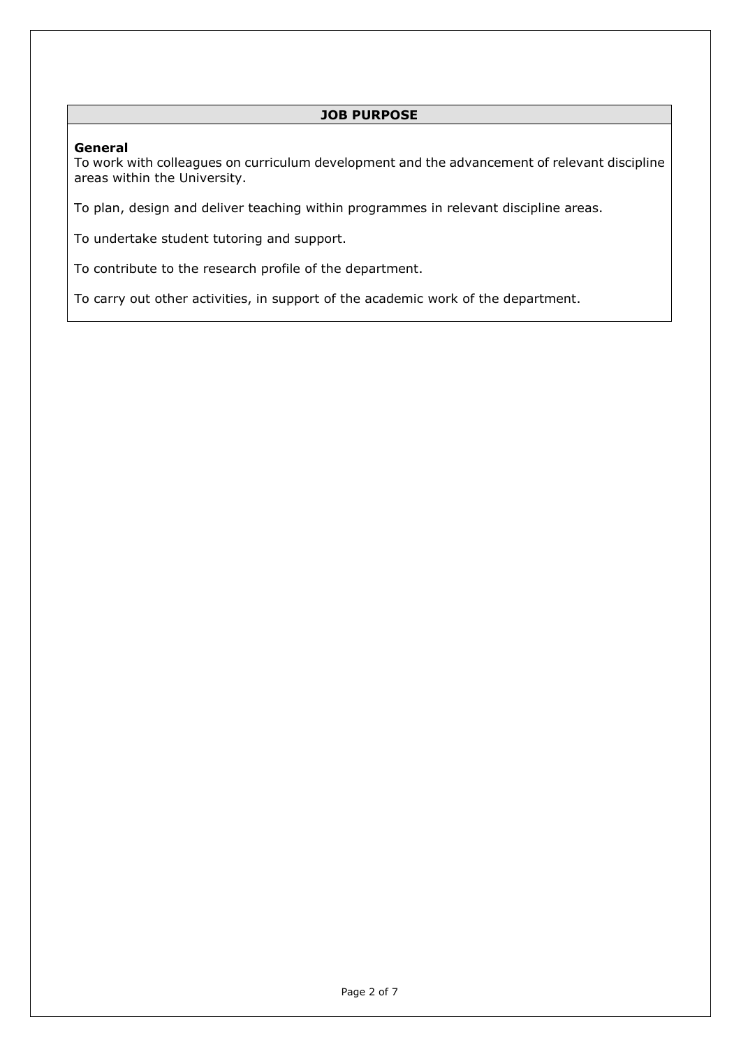## JOB PURPOSE

**General**

To work with colleagues on curriculum development and the advancement of relevant discipline areas within the University.

To plan, design and deliver teaching within programmes in relevant discipline areas.

To undertake student tutoring and support.

To contribute to the research profile of the department.

To carry out other activities, in support of the academic work of the department.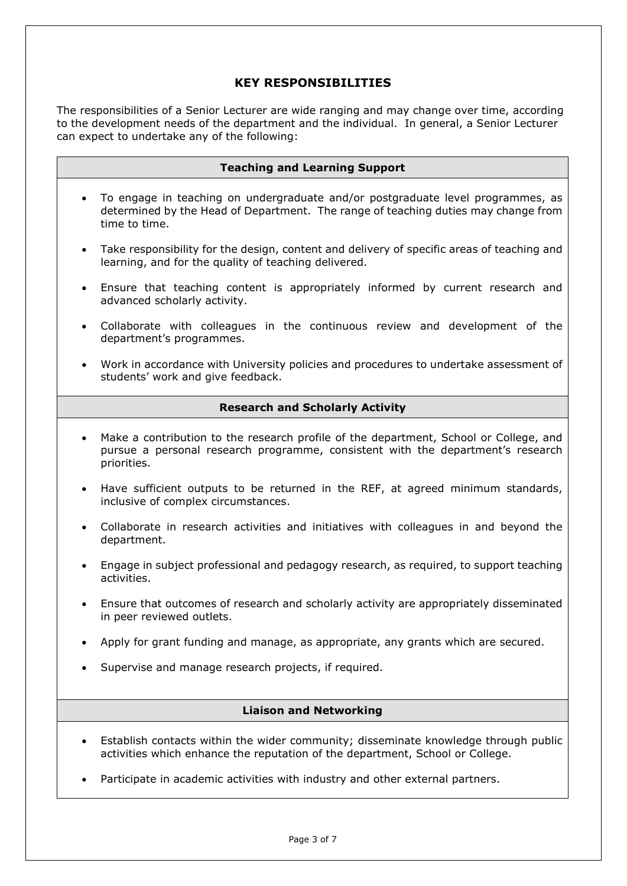## KEY RESPONSIBILITIES

The responsibilities of a Senior Lecturer are wide ranging and may change over time, according to the development needs of the department and the individual. In general, a Senior Lecturer can expect to undertake any of the following:

### Teaching and Learning Support

- To engage in teaching on undergraduate and/or postgraduate level programmes, as determined by the Head of Department. The range of teaching duties may change from time to time.
- Take responsibility for the design, content and delivery of specific areas of teaching and learning, and for the quality of teaching delivered.
- Ensure that teaching content is appropriately informed by current research and advanced scholarly activity.
- Collaborate with colleagues in the continuous review and development of the department's programmes.
- Work in accordance with University policies and procedures to undertake assessment of students' work and give feedback.

### Research and Scholarly Activity

- Make a contribution to the research profile of the department, School or College, and pursue a personal research programme, consistent with the department's research priorities.
- Have sufficient outputs to be returned in the REF, at agreed minimum standards, inclusive of complex circumstances.
- Collaborate in research activities and initiatives with colleagues in and beyond the department.
- Engage in subject professional and pedagogy research, as required, to support teaching activities.
- Ensure that outcomes of research and scholarly activity are appropriately disseminated in peer reviewed outlets.
- Apply for grant funding and manage, as appropriate, any grants which are secured.
- Supervise and manage research projects, if required.

### Liaison and Networking

- Establish contacts within the wider community; disseminate knowledge through public activities which enhance the reputation of the department, School or College.
- Participate in academic activities with industry and other external partners.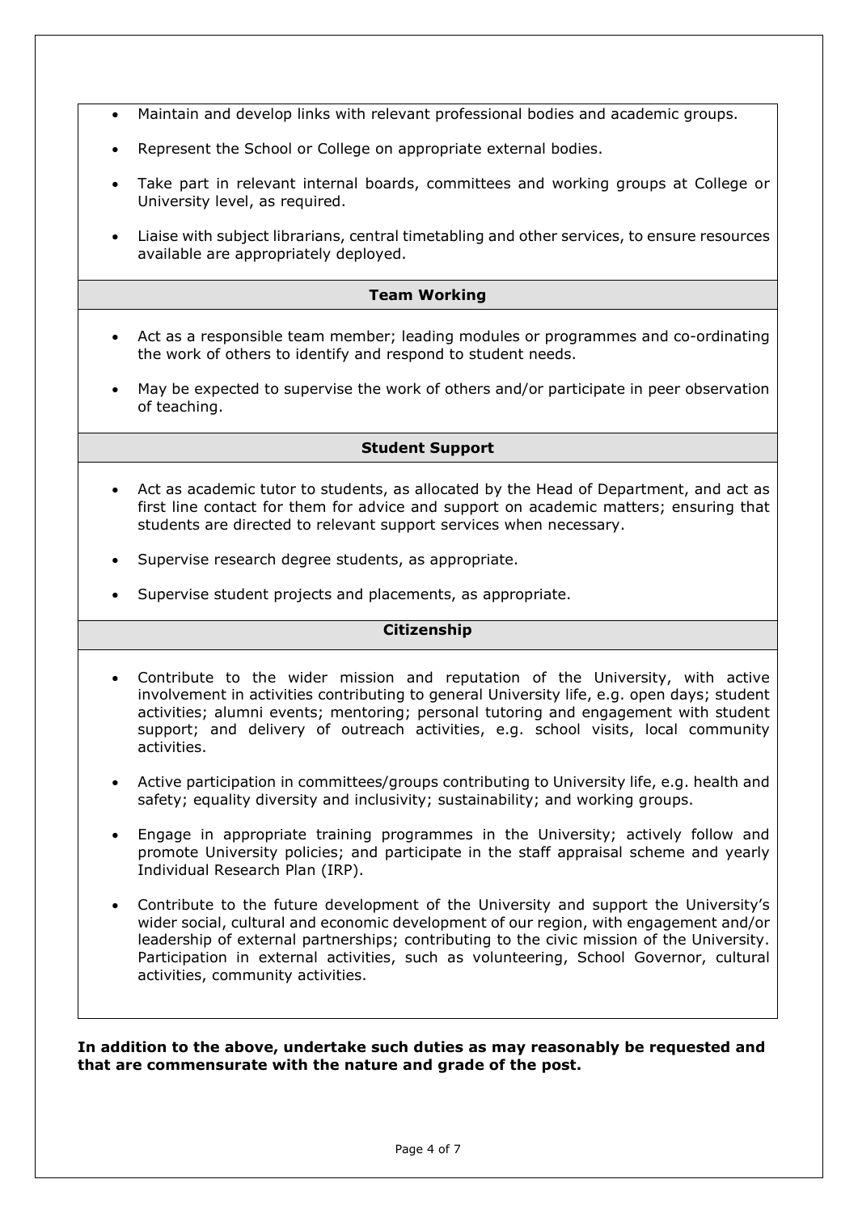- Maintain and develop links with relevant professional bodies and academic groups.
- Represent the School or College on appropriate external bodies.
- Take part in relevant internal boards, committees and working groups at College or University level, as required.
- Liaise with subject librarians, central timetabling and other services, to ensure resources available are appropriately deployed.

### Team Working

- Act as a responsible team member; leading modules or programmes and co-ordinating the work of others to identify and respond to student needs.
- May be expected to supervise the work of others and/or participate in peer observation of teaching.

### Student Support

- Act as academic tutor to students, as allocated by the Head of Department, and act as first line contact for them for advice and support on academic matters; ensuring that students are directed to relevant support services when necessary.
- Supervise research degree students, as appropriate.
- Supervise student projects and placements, as appropriate.

### Citizenship

- Contribute to the wider mission and reputation of the University, with active involvement in activities contributing to general University life, e.g. open days; student activities; alumni events; mentoring; personal tutoring and engagement with student support; and delivery of outreach activities, e.g. school visits, local community activities.
- Active participation in committees/groups contributing to University life, e.g. health and safety; equality diversity and inclusivity; sustainability; and working groups.
- Engage in appropriate training programmes in the University; actively follow and promote University policies; and participate in the staff appraisal scheme and yearly Individual Research Plan (IRP).
- Contribute to the future development of the University and support the University's wider social, cultural and economic development of our region, with engagement and/or leadership of external partnerships; contributing to the civic mission of the University. Participation in external activities, such as volunteering, School Governor, cultural activities, community activities.

**In addition to the above, undertake such duties as may reasonably be requested and that are commensurate with the nature and grade of the post.**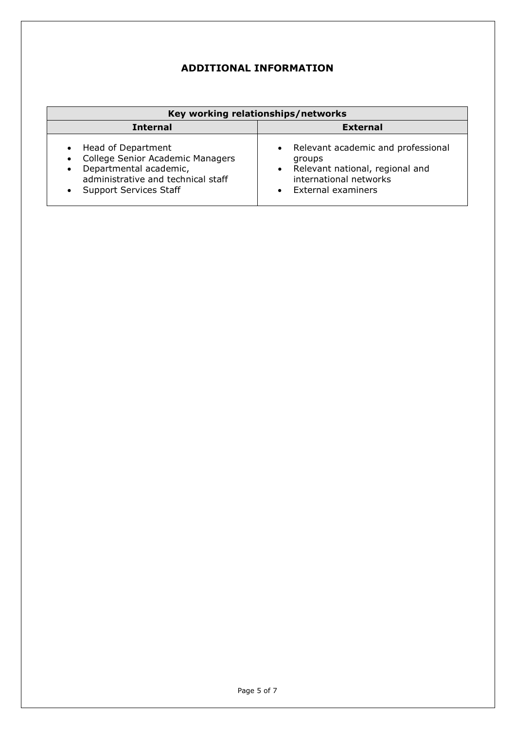## ADDITIONAL INFORMATION

| Key working relationships/networks | |
|---|---|
| **Internal** | **External** |
| • Head of Department<br>• College Senior Academic Managers<br>• Departmental academic, administrative and technical staff<br>• Support Services Staff | • Relevant academic and professional groups<br>• Relevant national, regional and international networks<br>• External examiners |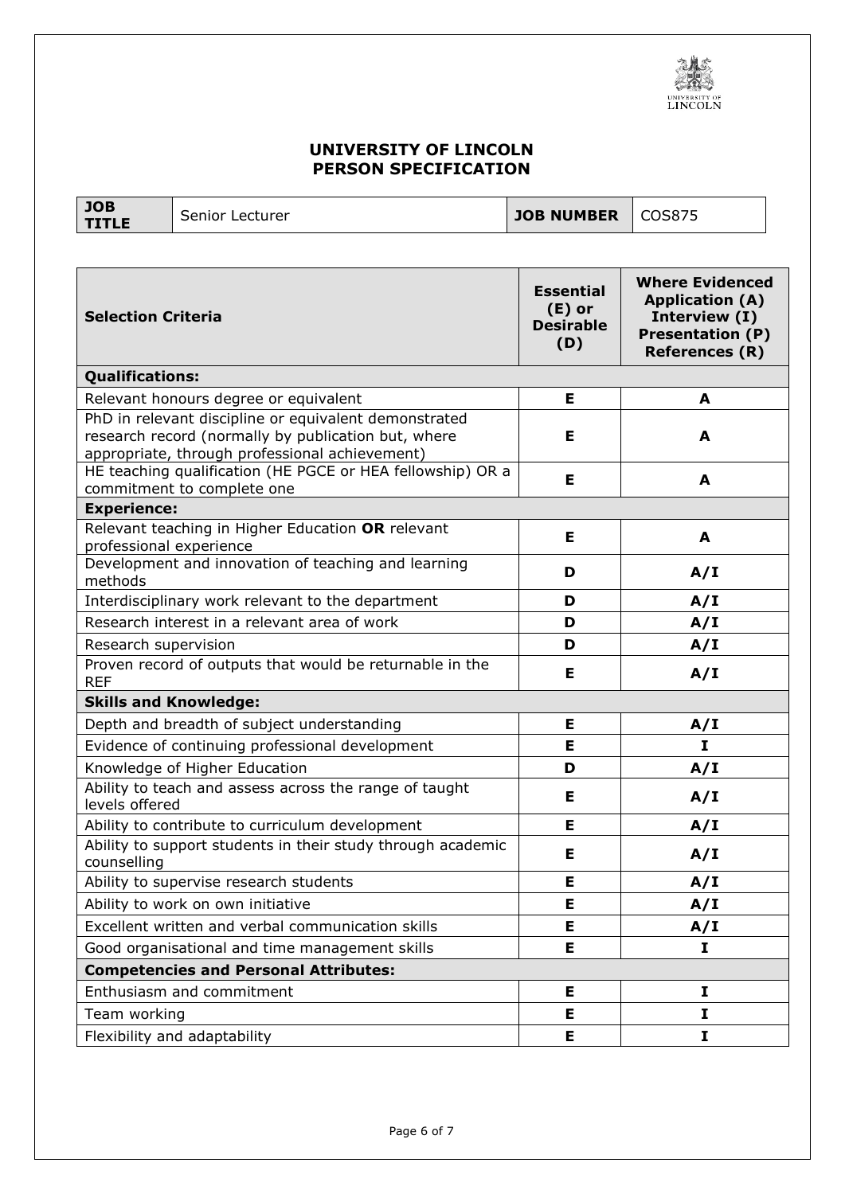# UNIVERSITY OF LINCOLN
# PERSON SPECIFICATION

| JOB TITLE | Senior Lecturer | JOB NUMBER | COS875 |
|---|---|---|---|

| Selection Criteria | Essential (E) or Desirable (D) | Where Evidenced Application (A) Interview (I) Presentation (P) References (R) |
|---|---|---|
| **Qualifications:** | | |
| Relevant honours degree or equivalent | **E** | **A** |
| PhD in relevant discipline or equivalent demonstrated research record (normally by publication but, where appropriate, through professional achievement) | **E** | **A** |
| HE teaching qualification (HE PGCE or HEA fellowship) OR a commitment to complete one | **E** | **A** |
| **Experience:** | | |
| Relevant teaching in Higher Education **OR** relevant professional experience | **E** | **A** |
| Development and innovation of teaching and learning methods | **D** | **A/I** |
| Interdisciplinary work relevant to the department | **D** | **A/I** |
| Research interest in a relevant area of work | **D** | **A/I** |
| Research supervision | **D** | **A/I** |
| Proven record of outputs that would be returnable in the REF | **E** | **A/I** |
| **Skills and Knowledge:** | | |
| Depth and breadth of subject understanding | **E** | **A/I** |
| Evidence of continuing professional development | **E** | **I** |
| Knowledge of Higher Education | **D** | **A/I** |
| Ability to teach and assess across the range of taught levels offered | **E** | **A/I** |
| Ability to contribute to curriculum development | **E** | **A/I** |
| Ability to support students in their study through academic counselling | **E** | **A/I** |
| Ability to supervise research students | **E** | **A/I** |
| Ability to work on own initiative | **E** | **A/I** |
| Excellent written and verbal communication skills | **E** | **A/I** |
| Good organisational and time management skills | **E** | **I** |
| **Competencies and Personal Attributes:** | | |
| Enthusiasm and commitment | **E** | **I** |
| Team working | **E** | **I** |
| Flexibility and adaptability | **E** | **I** |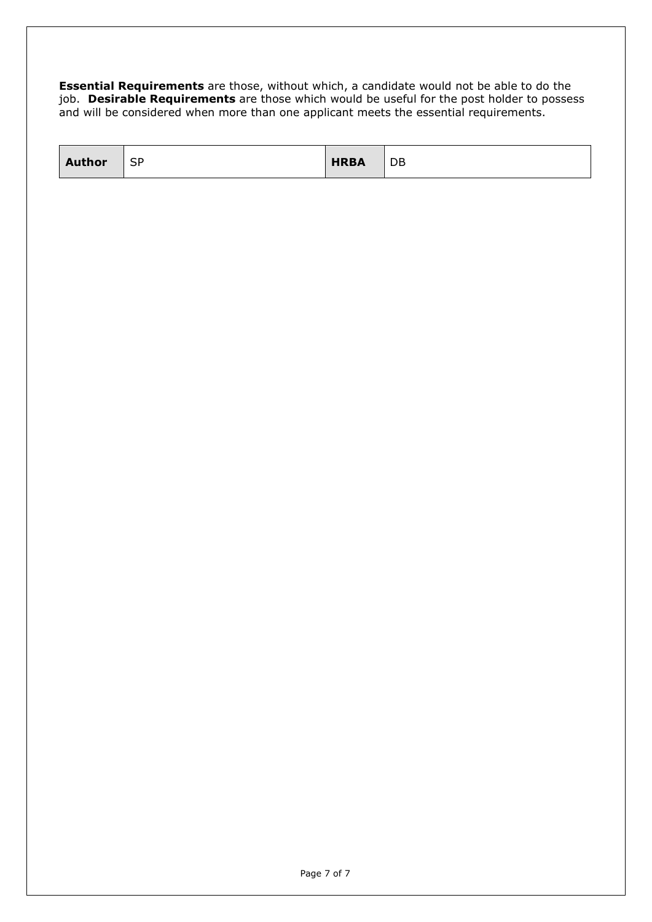**Essential Requirements** are those, without which, a candidate would not be able to do the job. **Desirable Requirements** are those which would be useful for the post holder to possess and will be considered when more than one applicant meets the essential requirements.

| | | | |
|---|---|---|---|
| **Author** | SP | **HRBA** | DB |